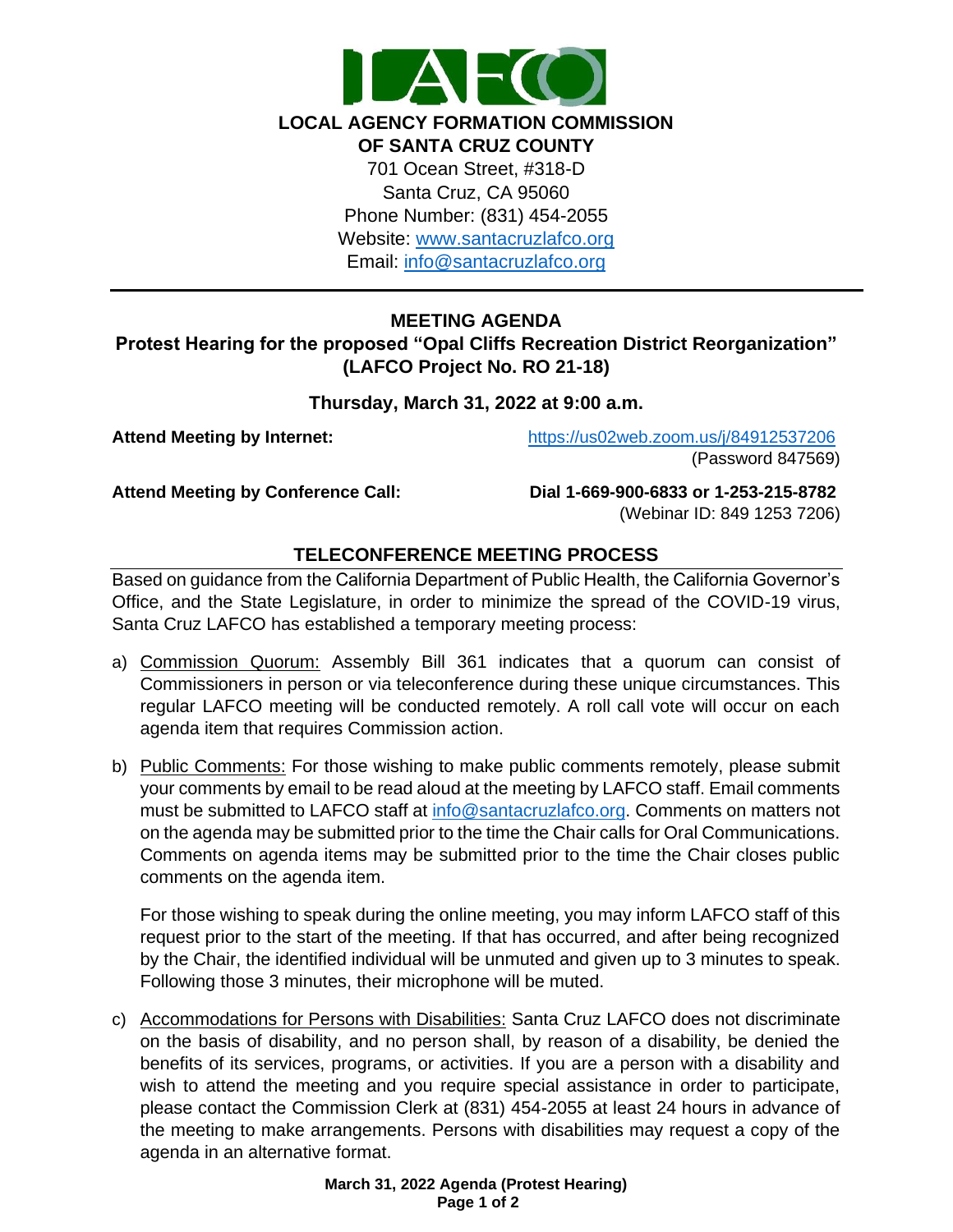**LOCAL AGENCY FORMATION COMMISSION OF SANTA CRUZ COUNTY**

701 Ocean Street, #318-D
Santa Cruz, CA 95060
Phone Number: (831) 454-2055
Website: www.santacruzlafco.org
Email: info@santacruzlafco.org

---

# MEETING AGENDA

## Protest Hearing for the proposed "Opal Cliffs Recreation District Reorganization" (LAFCO Project No. RO 21-18)

### Thursday, March 31, 2022 at 9:00 a.m.

**Attend Meeting by Internet:** https://us02web.zoom.us/j/84912537206 (Password 847569)

**Attend Meeting by Conference Call:** **Dial 1-669-900-6833 or 1-253-215-8782** (Webinar ID: 849 1253 7206)

## TELECONFERENCE MEETING PROCESS

Based on guidance from the California Department of Public Health, the California Governor's Office, and the State Legislature, in order to minimize the spread of the COVID-19 virus, Santa Cruz LAFCO has established a temporary meeting process:

a) Commission Quorum: Assembly Bill 361 indicates that a quorum can consist of Commissioners in person or via teleconference during these unique circumstances. This regular LAFCO meeting will be conducted remotely. A roll call vote will occur on each agenda item that requires Commission action.

b) Public Comments: For those wishing to make public comments remotely, please submit your comments by email to be read aloud at the meeting by LAFCO staff. Email comments must be submitted to LAFCO staff at info@santacruzlafco.org. Comments on matters not on the agenda may be submitted prior to the time the Chair calls for Oral Communications. Comments on agenda items may be submitted prior to the time the Chair closes public comments on the agenda item.

   For those wishing to speak during the online meeting, you may inform LAFCO staff of this request prior to the start of the meeting. If that has occurred, and after being recognized by the Chair, the identified individual will be unmuted and given up to 3 minutes to speak. Following those 3 minutes, their microphone will be muted.

c) Accommodations for Persons with Disabilities: Santa Cruz LAFCO does not discriminate on the basis of disability, and no person shall, by reason of a disability, be denied the benefits of its services, programs, or activities. If you are a person with a disability and wish to attend the meeting and you require special assistance in order to participate, please contact the Commission Clerk at (831) 454-2055 at least 24 hours in advance of the meeting to make arrangements. Persons with disabilities may request a copy of the agenda in an alternative format.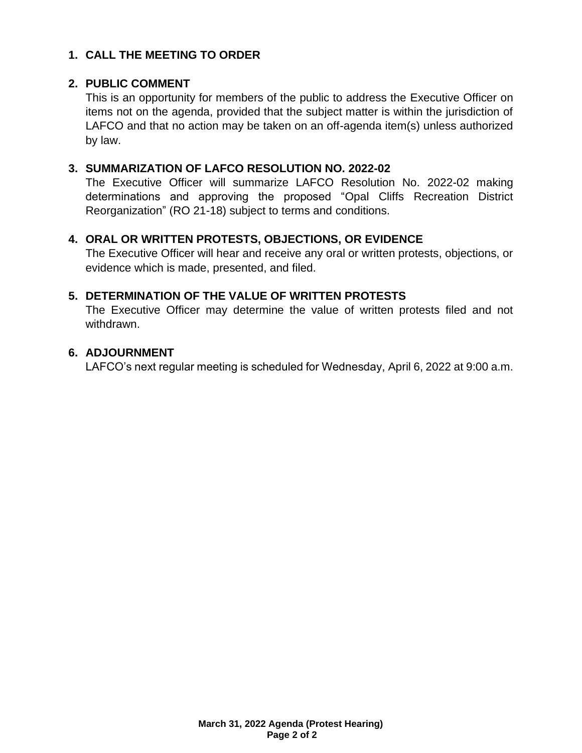1. **CALL THE MEETING TO ORDER**

2. **PUBLIC COMMENT**

   This is an opportunity for members of the public to address the Executive Officer on items not on the agenda, provided that the subject matter is within the jurisdiction of LAFCO and that no action may be taken on an off-agenda item(s) unless authorized by law.

3. **SUMMARIZATION OF LAFCO RESOLUTION NO. 2022-02**

   The Executive Officer will summarize LAFCO Resolution No. 2022-02 making determinations and approving the proposed "Opal Cliffs Recreation District Reorganization" (RO 21-18) subject to terms and conditions.

4. **ORAL OR WRITTEN PROTESTS, OBJECTIONS, OR EVIDENCE**

   The Executive Officer will hear and receive any oral or written protests, objections, or evidence which is made, presented, and filed.

5. **DETERMINATION OF THE VALUE OF WRITTEN PROTESTS**

   The Executive Officer may determine the value of written protests filed and not withdrawn.

6. **ADJOURNMENT**

   LAFCO's next regular meeting is scheduled for Wednesday, April 6, 2022 at 9:00 a.m.